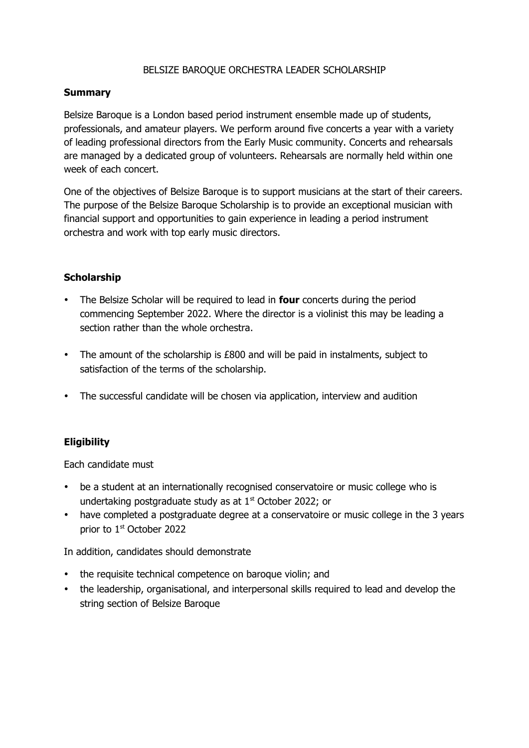# BELSIZE BAROQUE ORCHESTRA LEADER SCHOLARSHIP

## Summary

Belsize Baroque is a London based period instrument ensemble made up of students, professionals, and amateur players. We perform around five concerts a year with a variety of leading professional directors from the Early Music community. Concerts and rehearsals are managed by a dedicated group of volunteers. Rehearsals are normally held within one week of each concert.

One of the objectives of Belsize Baroque is to support musicians at the start of their careers. The purpose of the Belsize Baroque Scholarship is to provide an exceptional musician with financial support and opportunities to gain experience in leading a period instrument orchestra and work with top early music directors.

## Scholarship

- The Belsize Scholar will be required to lead in **four** concerts during the period commencing September 2022. Where the director is a violinist this may be leading a section rather than the whole orchestra.
- The amount of the scholarship is £800 and will be paid in instalments, subject to satisfaction of the terms of the scholarship.
- The successful candidate will be chosen via application, interview and audition

## Eligibility

Each candidate must

- be a student at an internationally recognised conservatoire or music college who is undertaking postgraduate study as at 1st October 2022; or
- have completed a postgraduate degree at a conservatoire or music college in the 3 years prior to 1st October 2022

In addition, candidates should demonstrate

- the requisite technical competence on baroque violin; and
- the leadership, organisational, and interpersonal skills required to lead and develop the string section of Belsize Baroque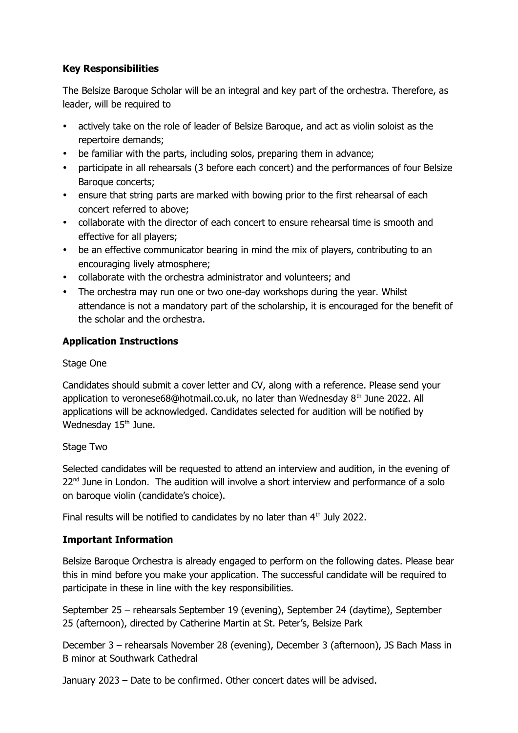**Key Responsibilities**

The Belsize Baroque Scholar will be an integral and key part of the orchestra. Therefore, as leader, will be required to

- actively take on the role of leader of Belsize Baroque, and act as violin soloist as the repertoire demands;
- be familiar with the parts, including solos, preparing them in advance;
- participate in all rehearsals (3 before each concert) and the performances of four Belsize Baroque concerts;
- ensure that string parts are marked with bowing prior to the first rehearsal of each concert referred to above;
- collaborate with the director of each concert to ensure rehearsal time is smooth and effective for all players;
- be an effective communicator bearing in mind the mix of players, contributing to an encouraging lively atmosphere;
- collaborate with the orchestra administrator and volunteers; and
- The orchestra may run one or two one-day workshops during the year. Whilst attendance is not a mandatory part of the scholarship, it is encouraged for the benefit of the scholar and the orchestra.

**Application Instructions**

Stage One

Candidates should submit a cover letter and CV, along with a reference. Please send your application to veronese68@hotmail.co.uk, no later than Wednesday 8th June 2022. All applications will be acknowledged. Candidates selected for audition will be notified by Wednesday 15th June.

Stage Two

Selected candidates will be requested to attend an interview and audition, in the evening of 22nd June in London. The audition will involve a short interview and performance of a solo on baroque violin (candidate's choice).

Final results will be notified to candidates by no later than 4th July 2022.

**Important Information**

Belsize Baroque Orchestra is already engaged to perform on the following dates. Please bear this in mind before you make your application. The successful candidate will be required to participate in these in line with the key responsibilities.

September 25 – rehearsals September 19 (evening), September 24 (daytime), September 25 (afternoon), directed by Catherine Martin at St. Peter's, Belsize Park

December 3 – rehearsals November 28 (evening), December 3 (afternoon), JS Bach Mass in B minor at Southwark Cathedral

January 2023 – Date to be confirmed. Other concert dates will be advised.